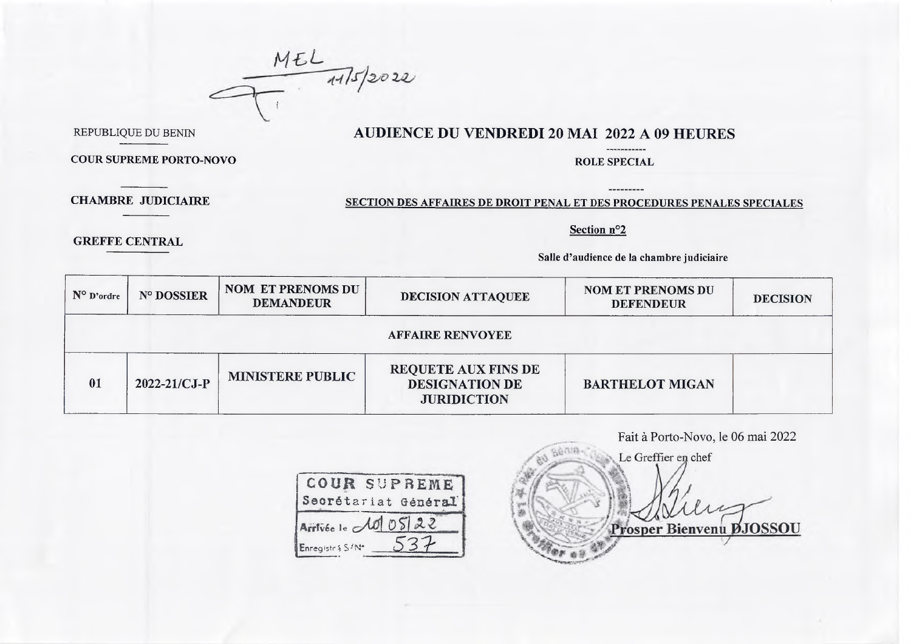MEL
11/5/2022

REPUBLIQUE DU BENIN

COUR SUPREME PORTO-NOVO

CHAMBRE JUDICIAIRE

GREFFE CENTRAL

# AUDIENCE DU VENDREDI 20 MAI 2022 A 09 HEURES

-----------

**ROLE SPECIAL**

---------

**SECTION DES AFFAIRES DE DROIT PENAL ET DES PROCEDURES PENALES SPECIALES**

**Section n°2**

**Salle d'audience de la chambre judiciaire**

| N° D'ordre | N° DOSSIER | NOM ET PRENOMS DU DEMANDEUR | DECISION ATTAQUEE | NOM ET PRENOMS DU DEFENDEUR | DECISION |
|---|---|---|---|---|---|
| | | | AFFAIRE RENVOYEE | | |
| 01 | 2022-21/CJ-P | MINISTERE PUBLIC | REQUETE AUX FINS DE DESIGNATION DE JURIDICTION | BARTHELOT MIGAN | |

Fait à Porto-Novo, le 06 mai 2022

Le Greffier en chef

Prosper Bienvenu DJOSSOU

COUR SUPREME
Secrétariat Général
Arrivée le 10 05 22
Enregistré S/N° 537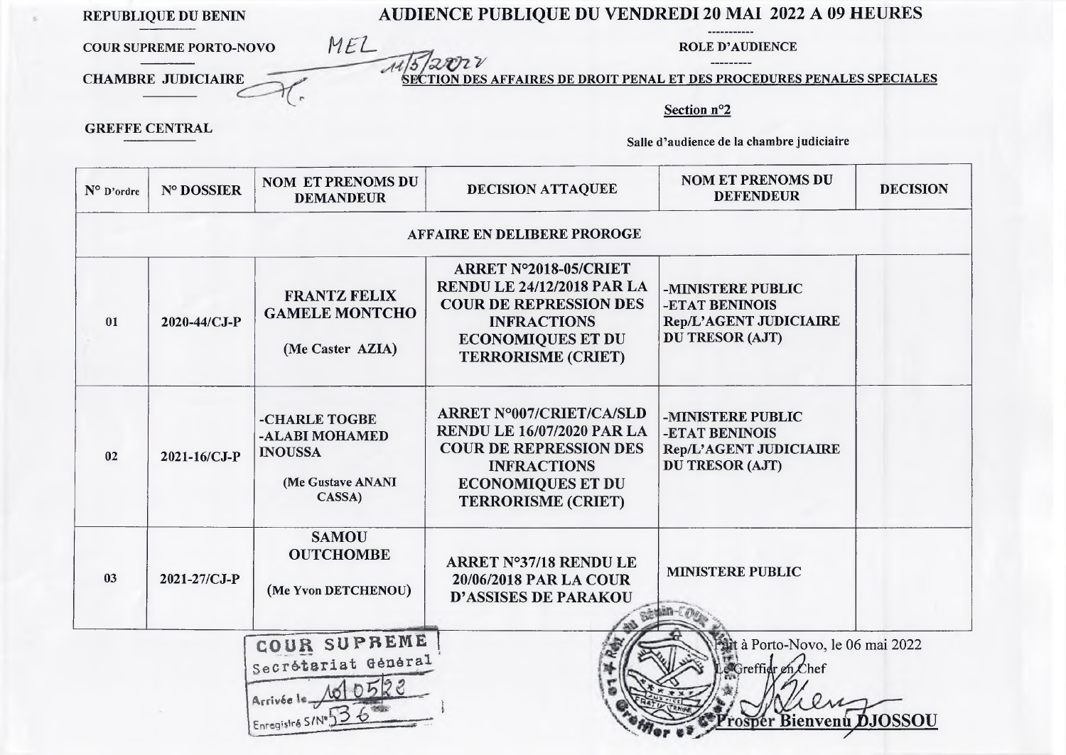REPUBLIQUE DU BENIN

COUR SUPREME PORTO-NOVO

CHAMBRE JUDICIAIRE

GREFFE CENTRAL

# AUDIENCE PUBLIQUE DU VENDREDI 20 MAI 2022 A 09 HEURES

MEL 11/5/2022

ROLE D'AUDIENCE

SECTION DES AFFAIRES DE DROIT PENAL ET DES PROCEDURES PENALES SPECIALES

**Section n°2**

Salle d'audience de la chambre judiciaire

| N° D'ordre | N° DOSSIER | NOM ET PRENOMS DU DEMANDEUR | DECISION ATTAQUEE | NOM ET PRENOMS DU DEFENDEUR | DECISION |
|---|---|---|---|---|---|
| **AFFAIRE EN DELIBERE PROROGE** | | | | | |
| 01 | 2020-44/CJ-P | **FRANTZ FELIX GAMELE MONTCHO** (Me Caster AZIA) | **ARRET N°2018-05/CRIET RENDU LE 24/12/2018 PAR LA COUR DE REPRESSION DES INFRACTIONS ECONOMIQUES ET DU TERRORISME (CRIET)** | -MINISTERE PUBLIC -ETAT BENINOIS Rep/L'AGENT JUDICIAIRE DU TRESOR (AJT) | |
| 02 | 2021-16/CJ-P | -CHARLE TOGBE -ALABI MOHAMED INOUSSA (Me Gustave ANANI CASSA) | **ARRET N°007/CRIET/CA/SLD RENDU LE 16/07/2020 PAR LA COUR DE REPRESSION DES INFRACTIONS ECONOMIQUES ET DU TERRORISME (CRIET)** | -MINISTERE PUBLIC -ETAT BENINOIS Rep/L'AGENT JUDICIAIRE DU TRESOR (AJT) | |
| 03 | 2021-27/CJ-P | **SAMOU OUTCHOMBE** (Me Yvon DETCHENOU) | **ARRET N°37/18 RENDU LE 20/06/2018 PAR LA COUR D'ASSISES DE PARAKOU** | MINISTERE PUBLIC | |

COUR SUPREME Secrétariat Général Arrivée le 10/05/22 Enregistré S/N° 536

Fait à Porto-Novo, le 06 mai 2022

Le Greffier en Chef

**Prosper Bienvenu DJOSSOU**